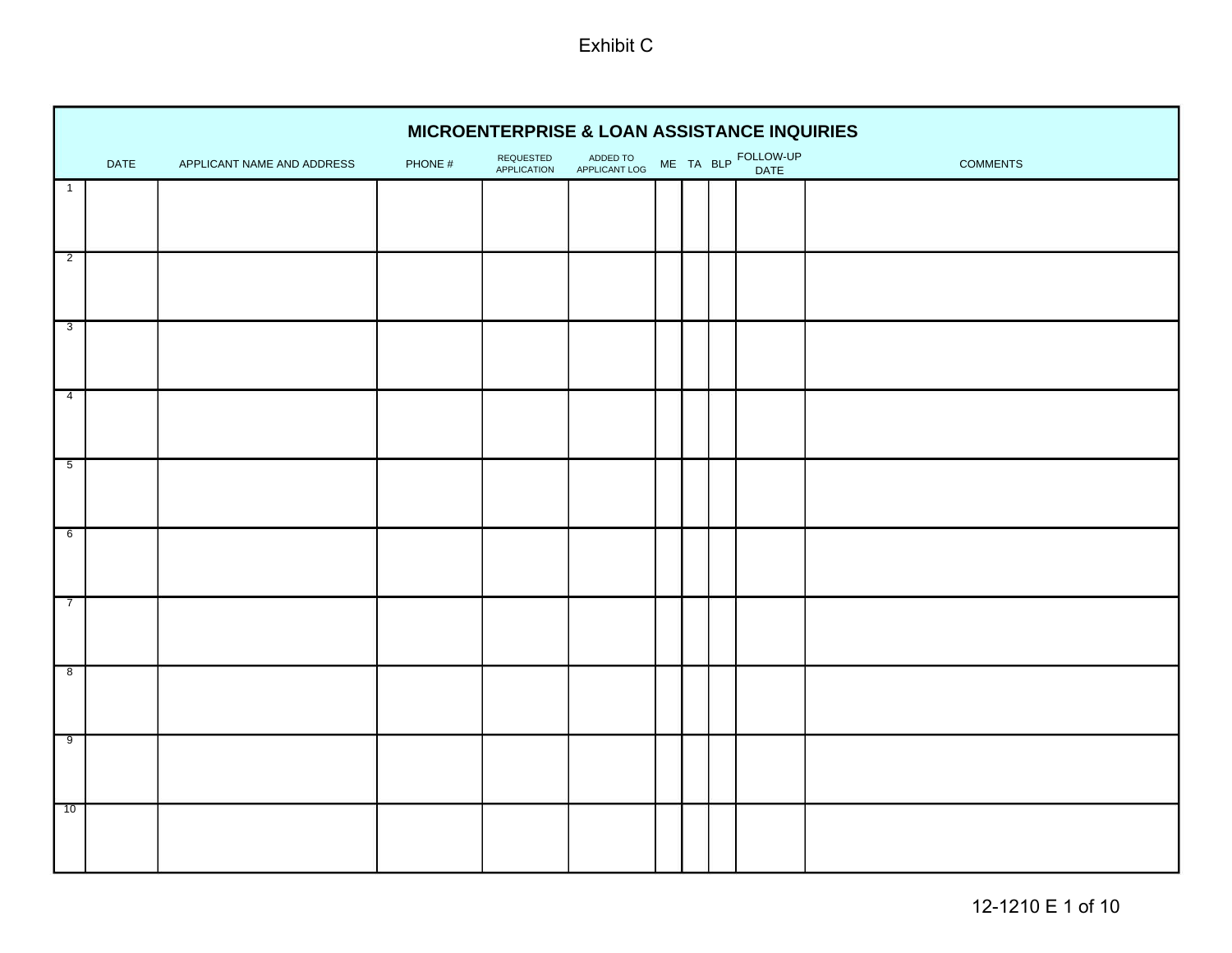Exhibit C

## MICROENTERPRISE & LOAN ASSISTANCE INQUIRIES

| | DATE | APPLICANT NAME AND ADDRESS | PHONE # | REQUESTED APPLICATION | ADDED TO APPLICANT LOG | ME | TA | BLP | FOLLOW-UP DATE | COMMENTS |
|---|---|---|---|---|---|---|---|---|---|---|
| 1 | | | | | | | | | | |
| 2 | | | | | | | | | | |
| 3 | | | | | | | | | | |
| 4 | | | | | | | | | | |
| 5 | | | | | | | | | | |
| 6 | | | | | | | | | | |
| 7 | | | | | | | | | | |
| 8 | | | | | | | | | | |
| 9 | | | | | | | | | | |
| 10 | | | | | | | | | | |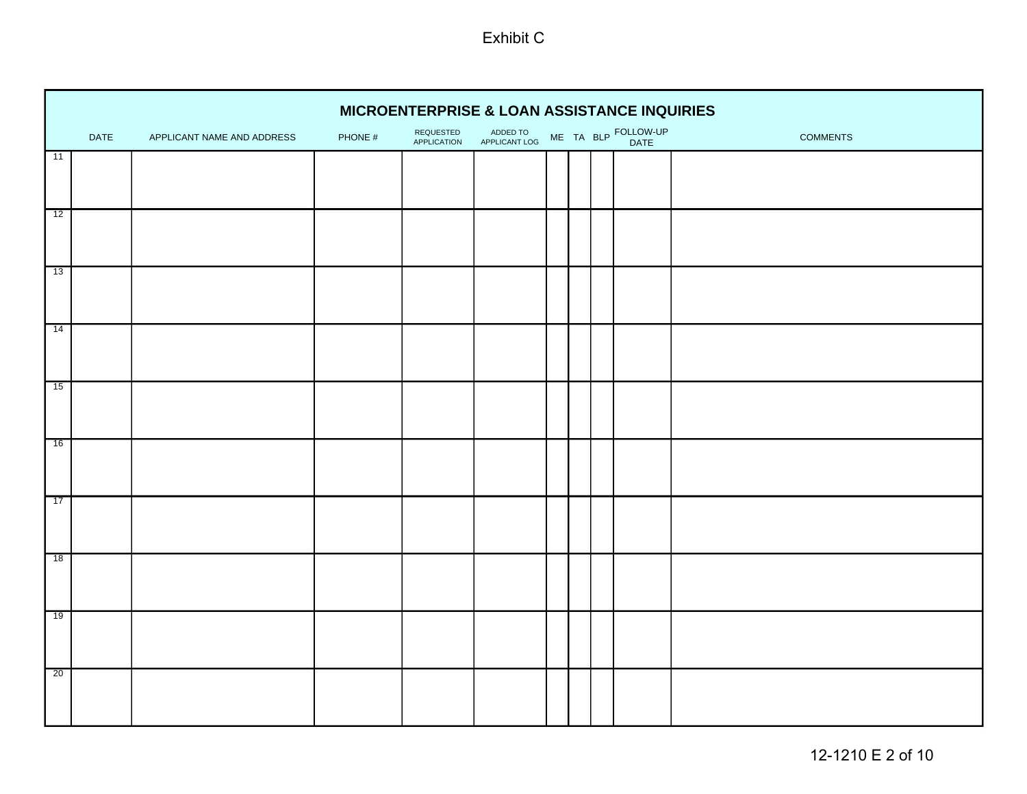Exhibit C

| | DATE | APPLICANT NAME AND ADDRESS | PHONE # | REQUESTED APPLICATION | ADDED TO APPLICANT LOG | ME | TA | BLP | FOLLOW-UP DATE | COMMENTS |
|---|---|---|---|---|---|---|---|---|---|---|
| 11 | | | | | | | | | | |
| 12 | | | | | | | | | | |
| 13 | | | | | | | | | | |
| 14 | | | | | | | | | | |
| 15 | | | | | | | | | | |
| 16 | | | | | | | | | | |
| 17 | | | | | | | | | | |
| 18 | | | | | | | | | | |
| 19 | | | | | | | | | | |
| 20 | | | | | | | | | | |

**MICROENTERPRISE & LOAN ASSISTANCE INQUIRIES**

12-1210 E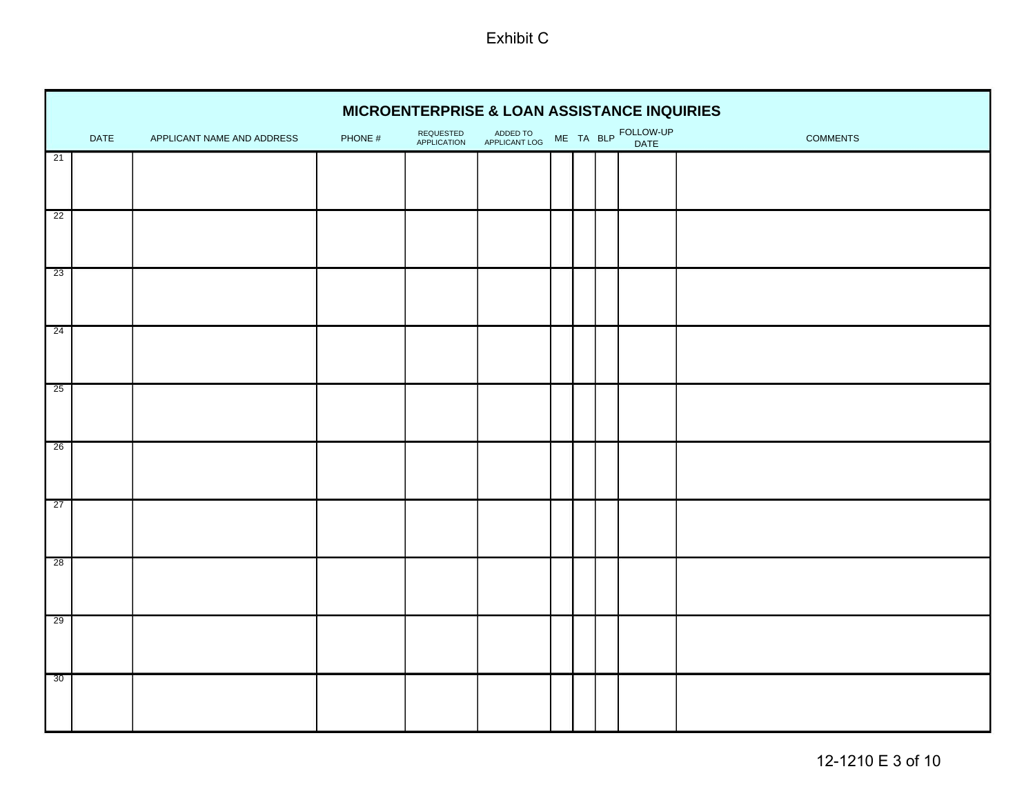Exhibit C

| | MICROENTERPRISE & LOAN ASSISTANCE INQUIRIES | | | | | | | | | |
|---|---|---|---|---|---|---|---|---|---|---|
| | DATE | APPLICANT NAME AND ADDRESS | PHONE # | REQUESTED APPLICATION | ADDED TO APPLICANT LOG | ME | TA | BLP | FOLLOW-UP DATE | COMMENTS |
| 21 | | | | | | | | | | |
| 22 | | | | | | | | | | |
| 23 | | | | | | | | | | |
| 24 | | | | | | | | | | |
| 25 | | | | | | | | | | |
| 26 | | | | | | | | | | |
| 27 | | | | | | | | | | |
| 28 | | | | | | | | | | |
| 29 | | | | | | | | | | |
| 30 | | | | | | | | | | |

12-1210 E 3 of 10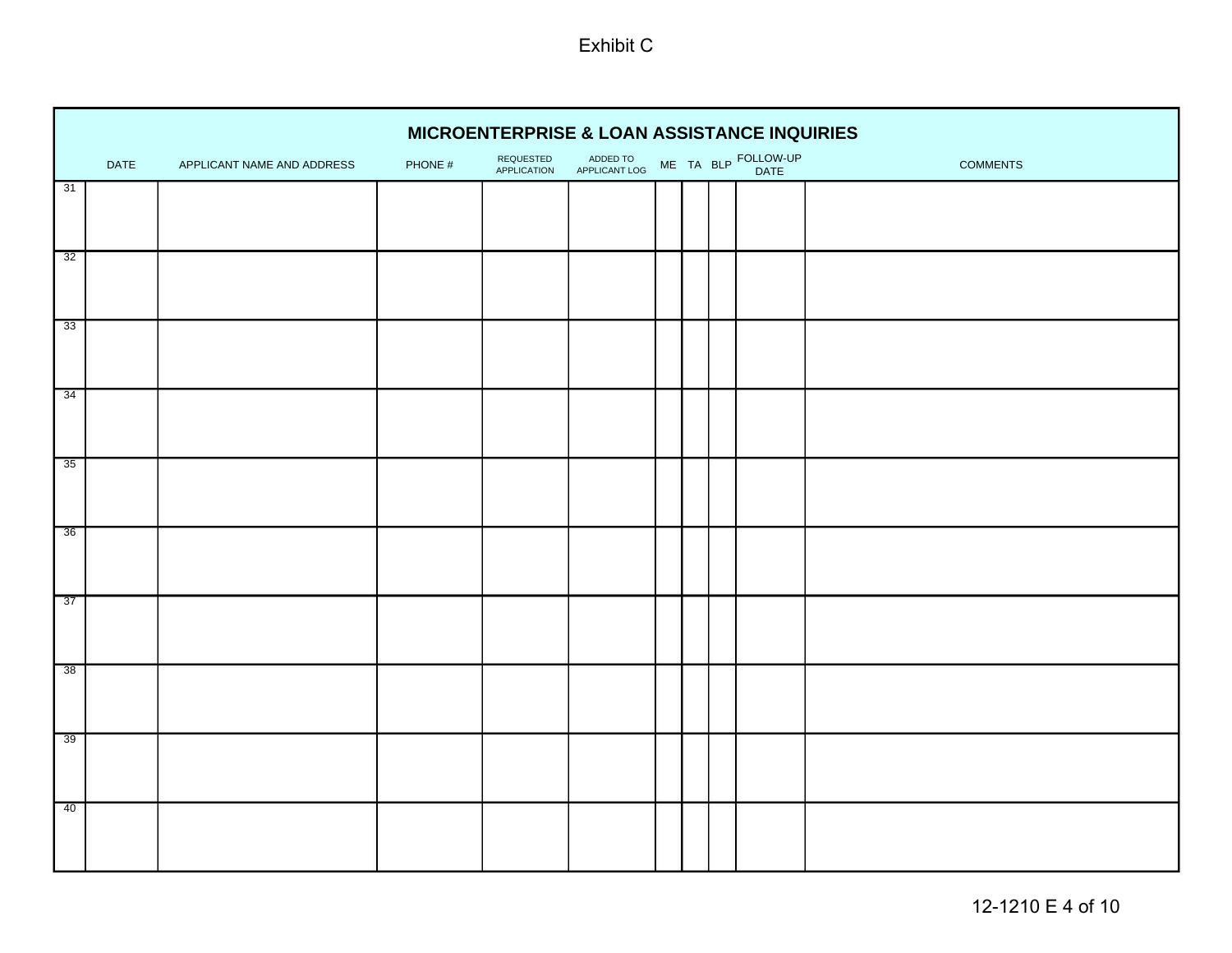Exhibit C

| | DATE | APPLICANT NAME AND ADDRESS | PHONE # | REQUESTED APPLICATION | ADDED TO APPLICANT LOG | ME | TA | BLP | FOLLOW-UP DATE | COMMENTS |
|---|---|---|---|---|---|---|---|---|---|---|
| **MICROENTERPRISE & LOAN ASSISTANCE INQUIRIES** | | | | | | | | | | |
| 31 | | | | | | | | | | |
| 32 | | | | | | | | | | |
| 33 | | | | | | | | | | |
| 34 | | | | | | | | | | |
| 35 | | | | | | | | | | |
| 36 | | | | | | | | | | |
| 37 | | | | | | | | | | |
| 38 | | | | | | | | | | |
| 39 | | | | | | | | | | |
| 40 | | | | | | | | | | |

12-1210 E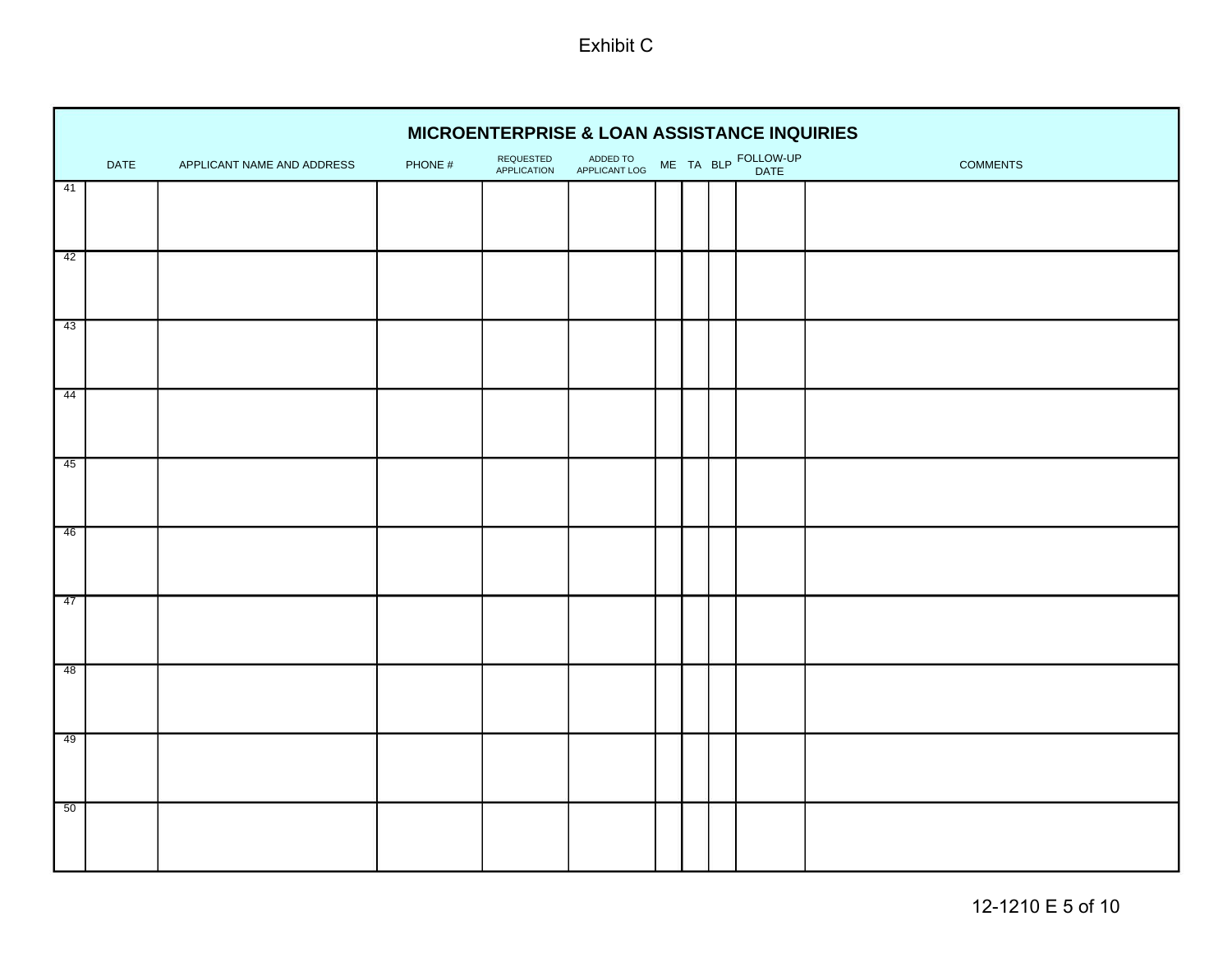Exhibit C

| | DATE | APPLICANT NAME AND ADDRESS | PHONE # | REQUESTED APPLICATION | ADDED TO APPLICANT LOG | ME | TA | BLP | FOLLOW-UP DATE | COMMENTS |
|---|---|---|---|---|---|---|---|---|---|---|
| **MICROENTERPRISE & LOAN ASSISTANCE INQUIRIES** | | | | | | | | | | |
| 41 | | | | | | | | | | |
| 42 | | | | | | | | | | |
| 43 | | | | | | | | | | |
| 44 | | | | | | | | | | |
| 45 | | | | | | | | | | |
| 46 | | | | | | | | | | |
| 47 | | | | | | | | | | |
| 48 | | | | | | | | | | |
| 49 | | | | | | | | | | |
| 50 | | | | | | | | | | |

12-1210 E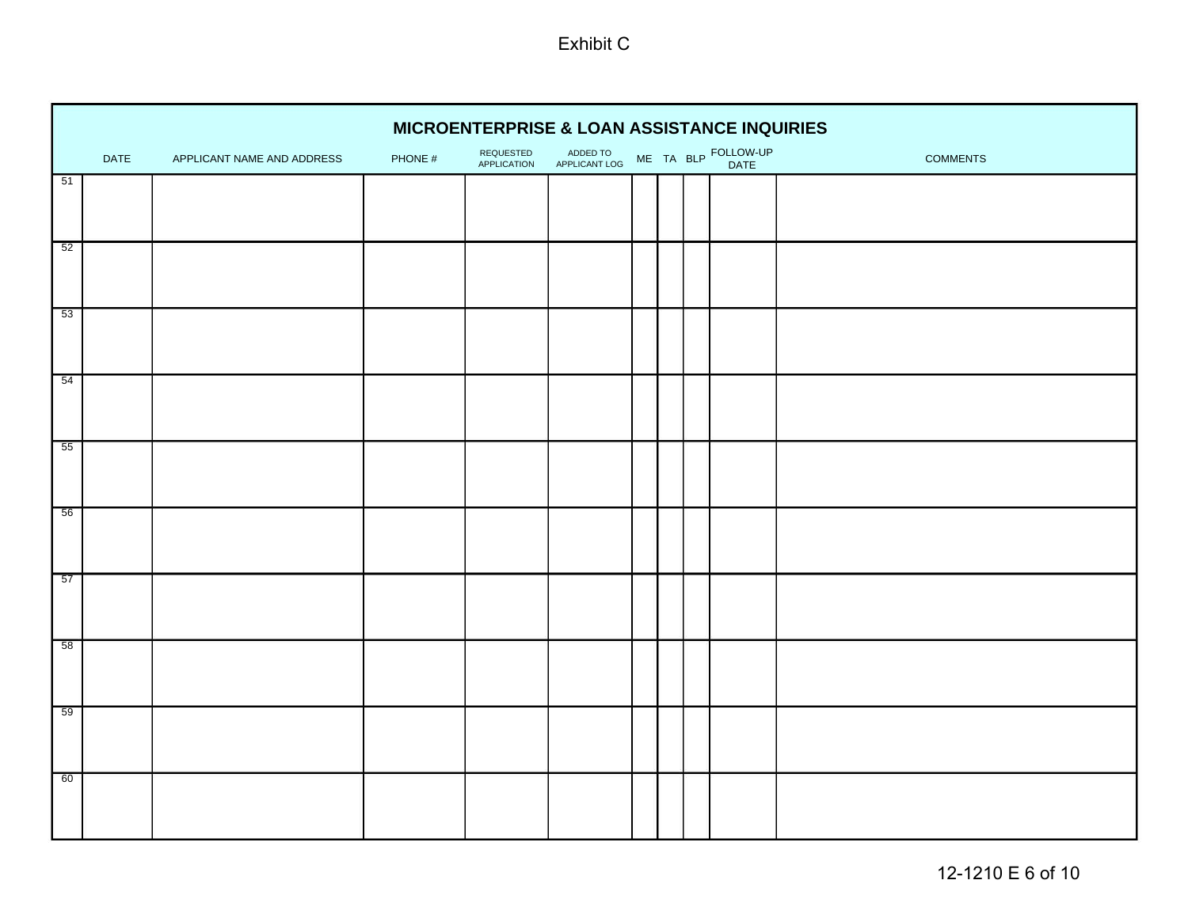Exhibit C

| | DATE | APPLICANT NAME AND ADDRESS | PHONE # | REQUESTED APPLICATION | ADDED TO APPLICANT LOG | ME | TA | BLP | FOLLOW-UP DATE | COMMENTS |
|---|---|---|---|---|---|---|---|---|---|---|
| 51 | | | | | | | | | | |
| 52 | | | | | | | | | | |
| 53 | | | | | | | | | | |
| 54 | | | | | | | | | | |
| 55 | | | | | | | | | | |
| 56 | | | | | | | | | | |
| 57 | | | | | | | | | | |
| 58 | | | | | | | | | | |
| 59 | | | | | | | | | | |
| 60 | | | | | | | | | | |

**MICROENTERPRISE & LOAN ASSISTANCE INQUIRIES**

12-1210 E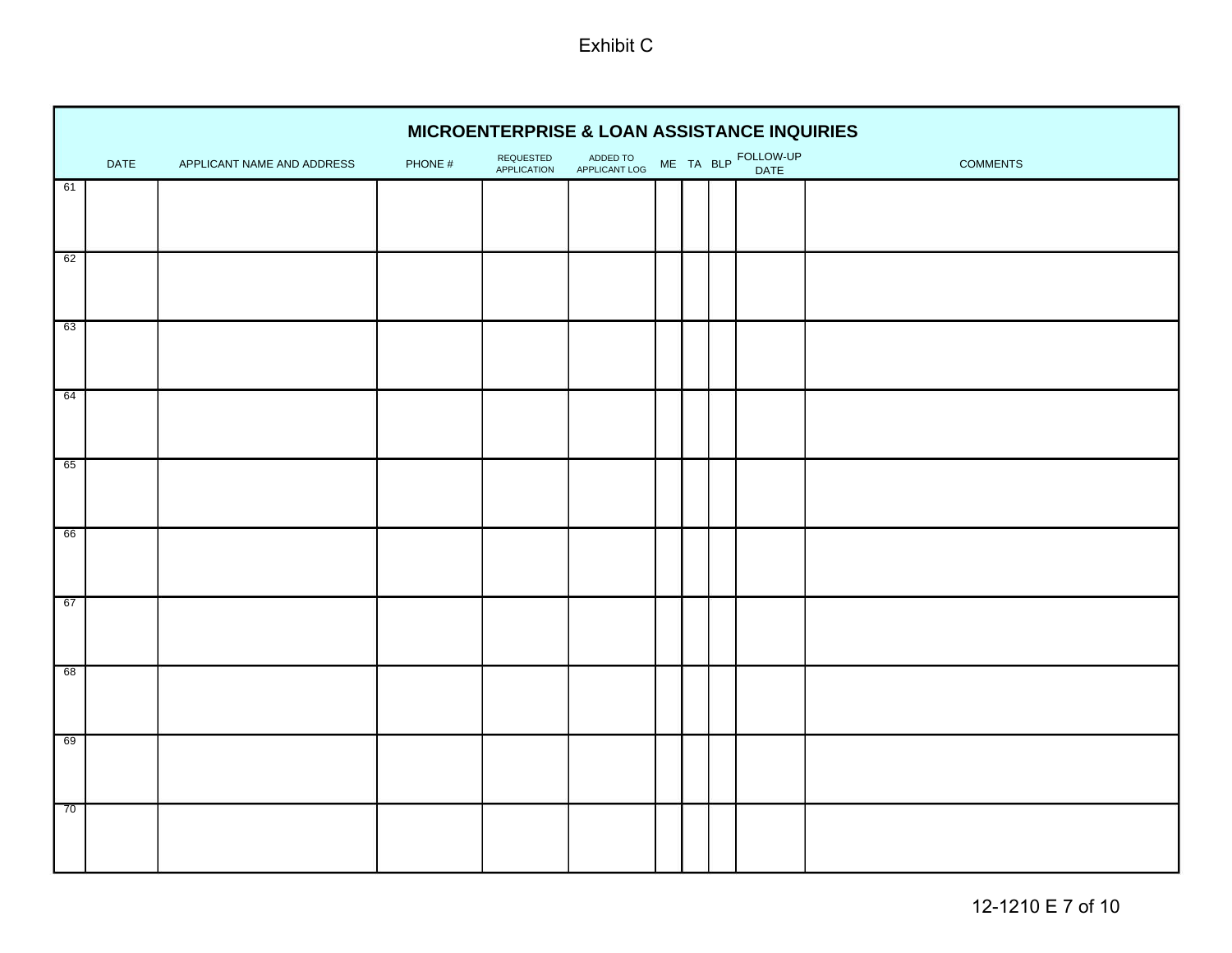Exhibit C

| | DATE | APPLICANT NAME AND ADDRESS | PHONE # | REQUESTED APPLICATION | ADDED TO APPLICANT LOG | ME | TA | BLP | FOLLOW-UP DATE | COMMENTS |
|---|---|---|---|---|---|---|---|---|---|---|
| **MICROENTERPRISE & LOAN ASSISTANCE INQUIRIES** | | | | | | | | | | |
| 61 | | | | | | | | | | |
| 62 | | | | | | | | | | |
| 63 | | | | | | | | | | |
| 64 | | | | | | | | | | |
| 65 | | | | | | | | | | |
| 66 | | | | | | | | | | |
| 67 | | | | | | | | | | |
| 68 | | | | | | | | | | |
| 69 | | | | | | | | | | |
| 70 | | | | | | | | | | |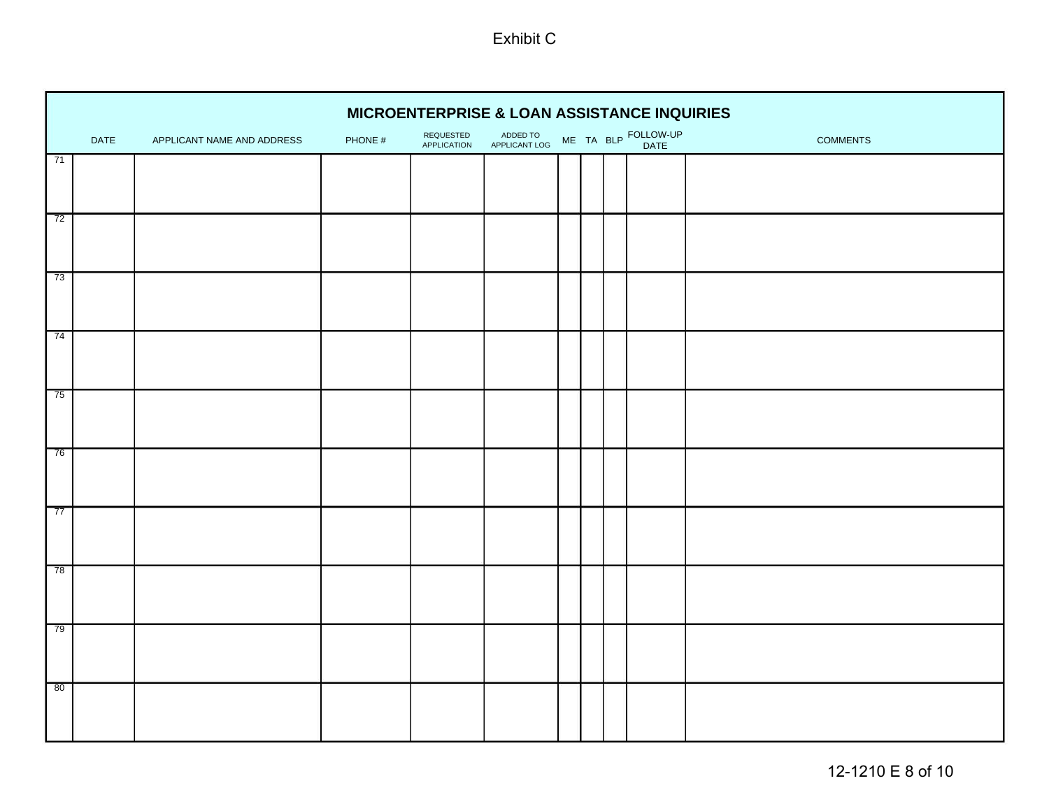Exhibit C

| | DATE | APPLICANT NAME AND ADDRESS | PHONE # | REQUESTED APPLICATION | ADDED TO APPLICANT LOG | ME | TA | BLP | FOLLOW-UP DATE | COMMENTS |
|---|---|---|---|---|---|---|---|---|---|---|
| 71 | | | | | | | | | | |
| 72 | | | | | | | | | | |
| 73 | | | | | | | | | | |
| 74 | | | | | | | | | | |
| 75 | | | | | | | | | | |
| 76 | | | | | | | | | | |
| 77 | | | | | | | | | | |
| 78 | | | | | | | | | | |
| 79 | | | | | | | | | | |
| 80 | | | | | | | | | | |

**MICROENTERPRISE & LOAN ASSISTANCE INQUIRIES**

12-1210 E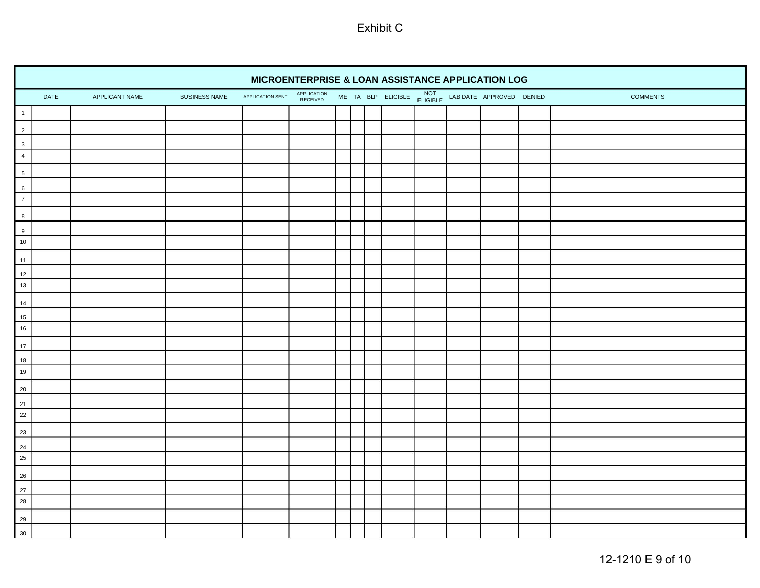Exhibit C

# MICROENTERPRISE & LOAN ASSISTANCE APPLICATION LOG

| | DATE | APPLICANT NAME | BUSINESS NAME | APPLICATION SENT | APPLICATION RECEIVED | ME | TA | BLP | ELIGIBLE | NOT ELIGIBLE | LAB DATE | APPROVED | DENIED | COMMENTS |
|---|---|---|---|---|---|---|---|---|---|---|---|---|---|---|
| 1 | | | | | | | | | | | | | | |
| 2 | | | | | | | | | | | | | | |
| 3 | | | | | | | | | | | | | | |
| 4 | | | | | | | | | | | | | | |
| 5 | | | | | | | | | | | | | | |
| 6 | | | | | | | | | | | | | | |
| 7 | | | | | | | | | | | | | | |
| 8 | | | | | | | | | | | | | | |
| 9 | | | | | | | | | | | | | | |
| 10 | | | | | | | | | | | | | | |
| 11 | | | | | | | | | | | | | | |
| 12 | | | | | | | | | | | | | | |
| 13 | | | | | | | | | | | | | | |
| 14 | | | | | | | | | | | | | | |
| 15 | | | | | | | | | | | | | | |
| 16 | | | | | | | | | | | | | | |
| 17 | | | | | | | | | | | | | | |
| 18 | | | | | | | | | | | | | | |
| 19 | | | | | | | | | | | | | | |
| 20 | | | | | | | | | | | | | | |
| 21 | | | | | | | | | | | | | | |
| 22 | | | | | | | | | | | | | | |
| 23 | | | | | | | | | | | | | | |
| 24 | | | | | | | | | | | | | | |
| 25 | | | | | | | | | | | | | | |
| 26 | | | | | | | | | | | | | | |
| 27 | | | | | | | | | | | | | | |
| 28 | | | | | | | | | | | | | | |
| 29 | | | | | | | | | | | | | | |
| 30 | | | | | | | | | | | | | | |

12-1210 E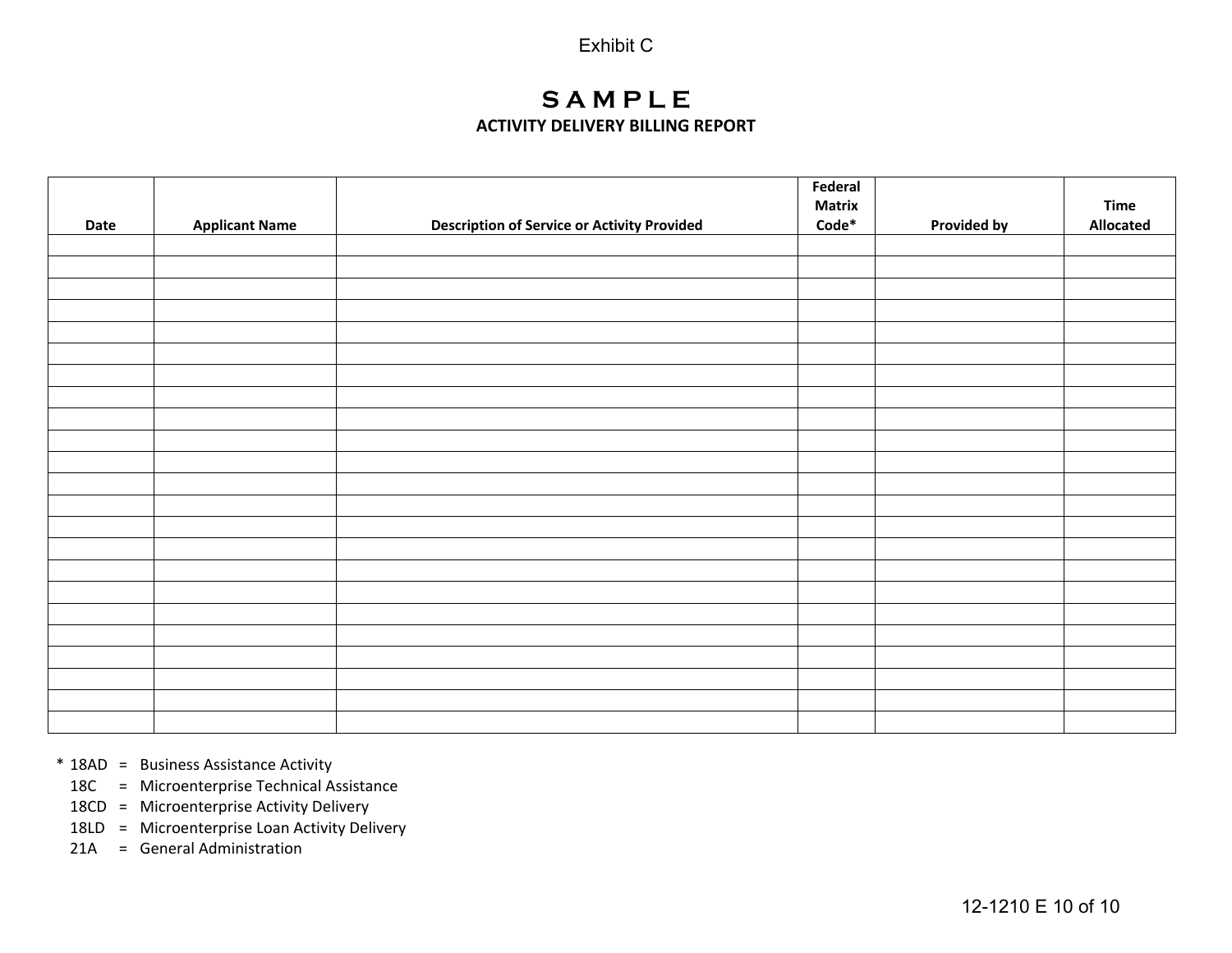Exhibit C

# SAMPLE

## ACTIVITY DELIVERY BILLING REPORT

| Date | Applicant Name | Description of Service or Activity Provided | Federal Matrix Code* | Provided by | Time Allocated |
|---|---|---|---|---|---|
| | | | | | |
| | | | | | |
| | | | | | |
| | | | | | |
| | | | | | |
| | | | | | |
| | | | | | |
| | | | | | |
| | | | | | |
| | | | | | |
| | | | | | |
| | | | | | |
| | | | | | |
| | | | | | |
| | | | | | |
| | | | | | |
| | | | | | |
| | | | | | |
| | | | | | |
| | | | | | |
| | | | | | |
| | | | | | |
| | | | | | |
| | | | | | |

\* 18AD = Business Assistance Activity
18C = Microenterprise Technical Assistance
18CD = Microenterprise Activity Delivery
18LD = Microenterprise Loan Activity Delivery
21A = General Administration